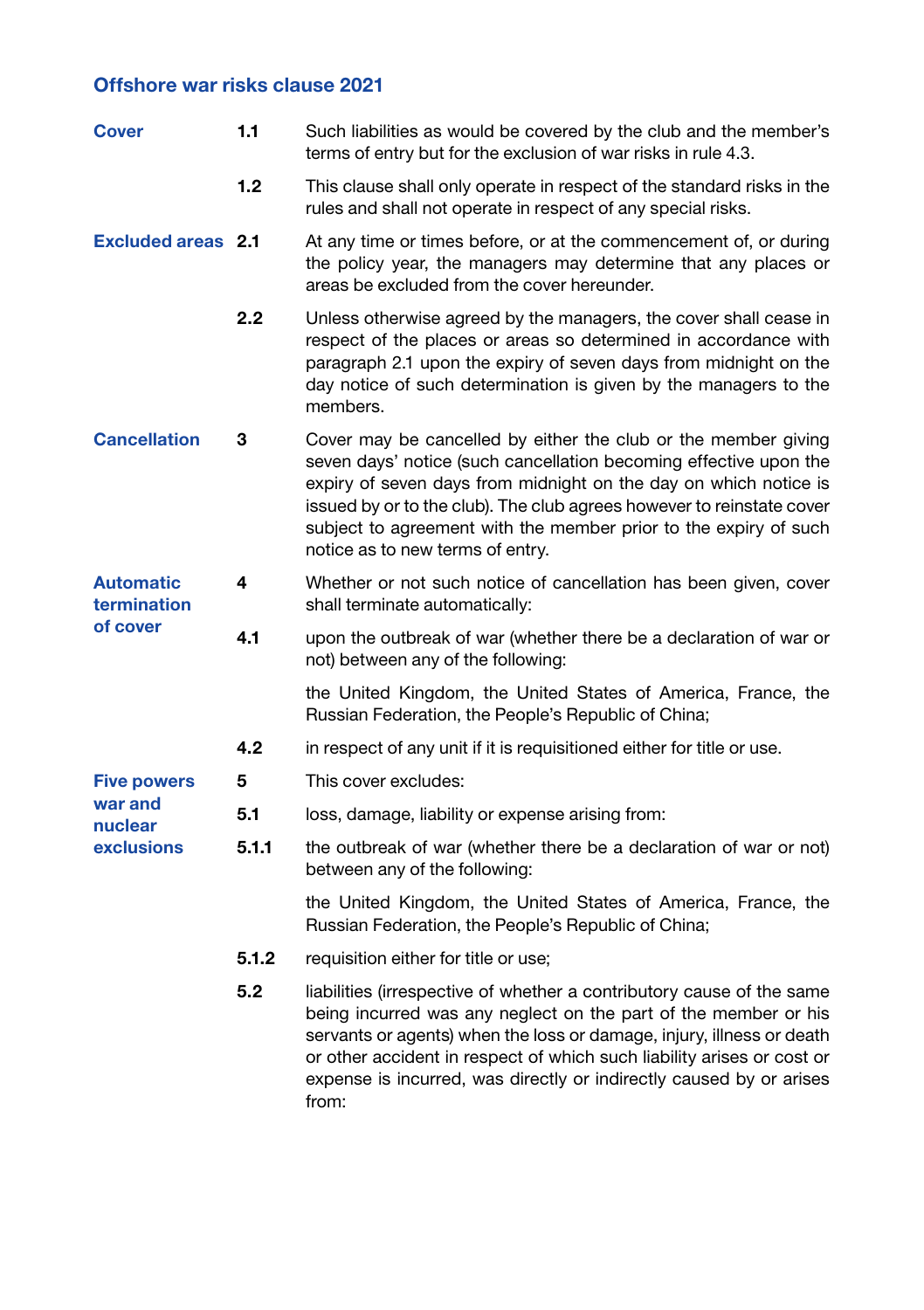## Offshore war risks clause 2021

**Cover**

**1.1** Such liabilities as would be covered by the club and the member's terms of entry but for the exclusion of war risks in rule 4.3.

**1.2** This clause shall only operate in respect of the standard risks in the rules and shall not operate in respect of any special risks.

**Excluded areas**

**2.1** At any time or times before, or at the commencement of, or during the policy year, the managers may determine that any places or areas be excluded from the cover hereunder.

**2.2** Unless otherwise agreed by the managers, the cover shall cease in respect of the places or areas so determined in accordance with paragraph 2.1 upon the expiry of seven days from midnight on the day notice of such determination is given by the managers to the members.

**Cancellation**

**3** Cover may be cancelled by either the club or the member giving seven days' notice (such cancellation becoming effective upon the expiry of seven days from midnight on the day on which notice is issued by or to the club). The club agrees however to reinstate cover subject to agreement with the member prior to the expiry of such notice as to new terms of entry.

**Automatic termination of cover**

**4** Whether or not such notice of cancellation has been given, cover shall terminate automatically:

**4.1** upon the outbreak of war (whether there be a declaration of war or not) between any of the following:

the United Kingdom, the United States of America, France, the Russian Federation, the People's Republic of China;

**4.2** in respect of any unit if it is requisitioned either for title or use.

**Five powers war and nuclear exclusions**

**5** This cover excludes:

**5.1** loss, damage, liability or expense arising from:

**5.1.1** the outbreak of war (whether there be a declaration of war or not) between any of the following:

the United Kingdom, the United States of America, France, the Russian Federation, the People's Republic of China;

**5.1.2** requisition either for title or use;

**5.2** liabilities (irrespective of whether a contributory cause of the same being incurred was any neglect on the part of the member or his servants or agents) when the loss or damage, injury, illness or death or other accident in respect of which such liability arises or cost or expense is incurred, was directly or indirectly caused by or arises from: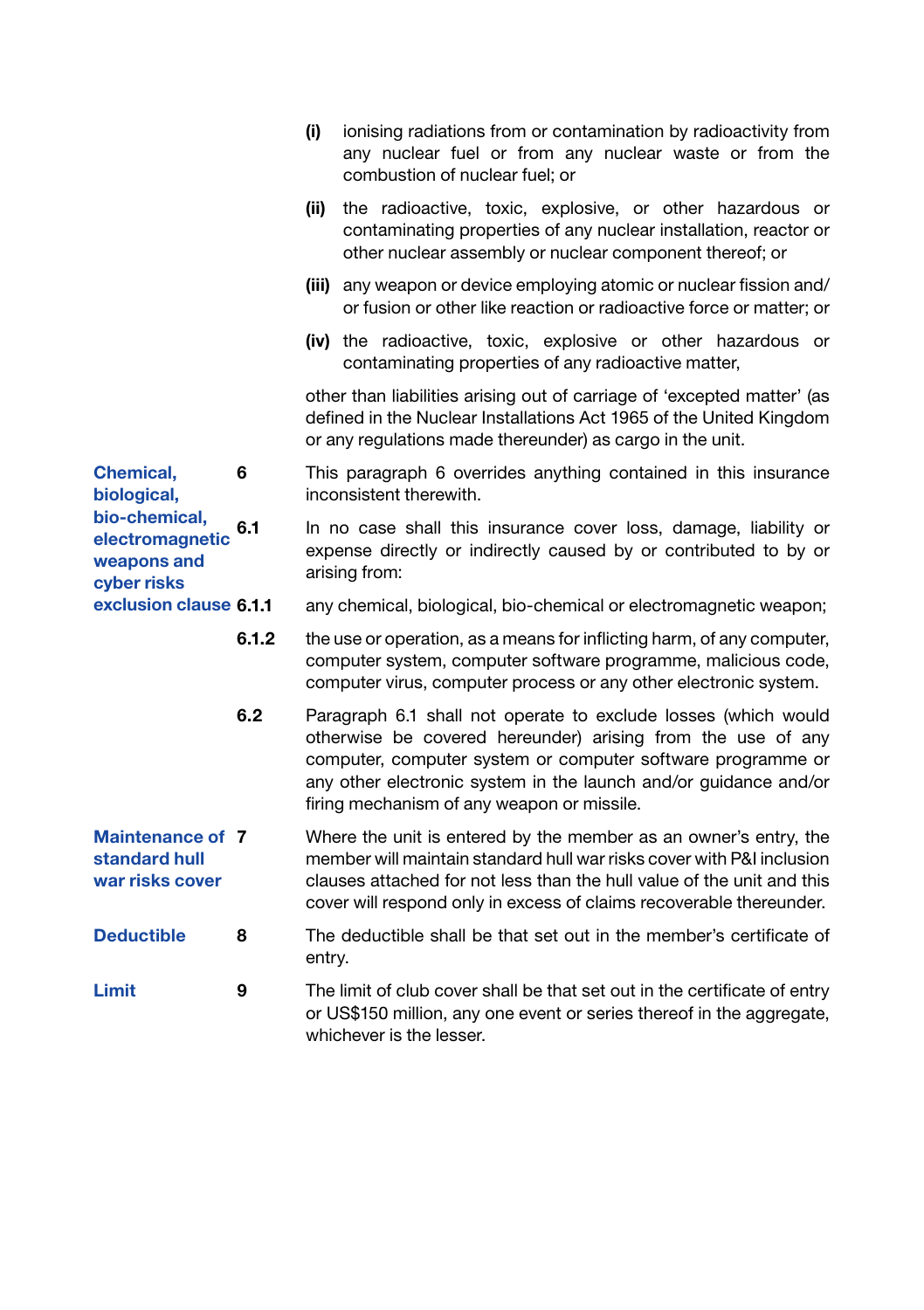**(i)** ionising radiations from or contamination by radioactivity from any nuclear fuel or from any nuclear waste or from the combustion of nuclear fuel; or

**(ii)** the radioactive, toxic, explosive, or other hazardous or contaminating properties of any nuclear installation, reactor or other nuclear assembly or nuclear component thereof; or

**(iii)** any weapon or device employing atomic or nuclear fission and/or fusion or other like reaction or radioactive force or matter; or

**(iv)** the radioactive, toxic, explosive or other hazardous or contaminating properties of any radioactive matter,

other than liabilities arising out of carriage of 'excepted matter' (as defined in the Nuclear Installations Act 1965 of the United Kingdom or any regulations made thereunder) as cargo in the unit.

### Chemical, biological, bio-chemical, electromagnetic weapons and cyber risks exclusion clause

**6** This paragraph 6 overrides anything contained in this insurance inconsistent therewith.

**6.1** In no case shall this insurance cover loss, damage, liability or expense directly or indirectly caused by or contributed to by or arising from:

**6.1.1** any chemical, biological, bio-chemical or electromagnetic weapon;

**6.1.2** the use or operation, as a means for inflicting harm, of any computer, computer system, computer software programme, malicious code, computer virus, computer process or any other electronic system.

**6.2** Paragraph 6.1 shall not operate to exclude losses (which would otherwise be covered hereunder) arising from the use of any computer, computer system or computer software programme or any other electronic system in the launch and/or guidance and/or firing mechanism of any weapon or missile.

### Maintenance of standard hull war risks cover

**7** Where the unit is entered by the member as an owner's entry, the member will maintain standard hull war risks cover with P&I inclusion clauses attached for not less than the hull value of the unit and this cover will respond only in excess of claims recoverable thereunder.

### Deductible

**8** The deductible shall be that set out in the member's certificate of entry.

### Limit

**9** The limit of club cover shall be that set out in the certificate of entry or US$150 million, any one event or series thereof in the aggregate, whichever is the lesser.